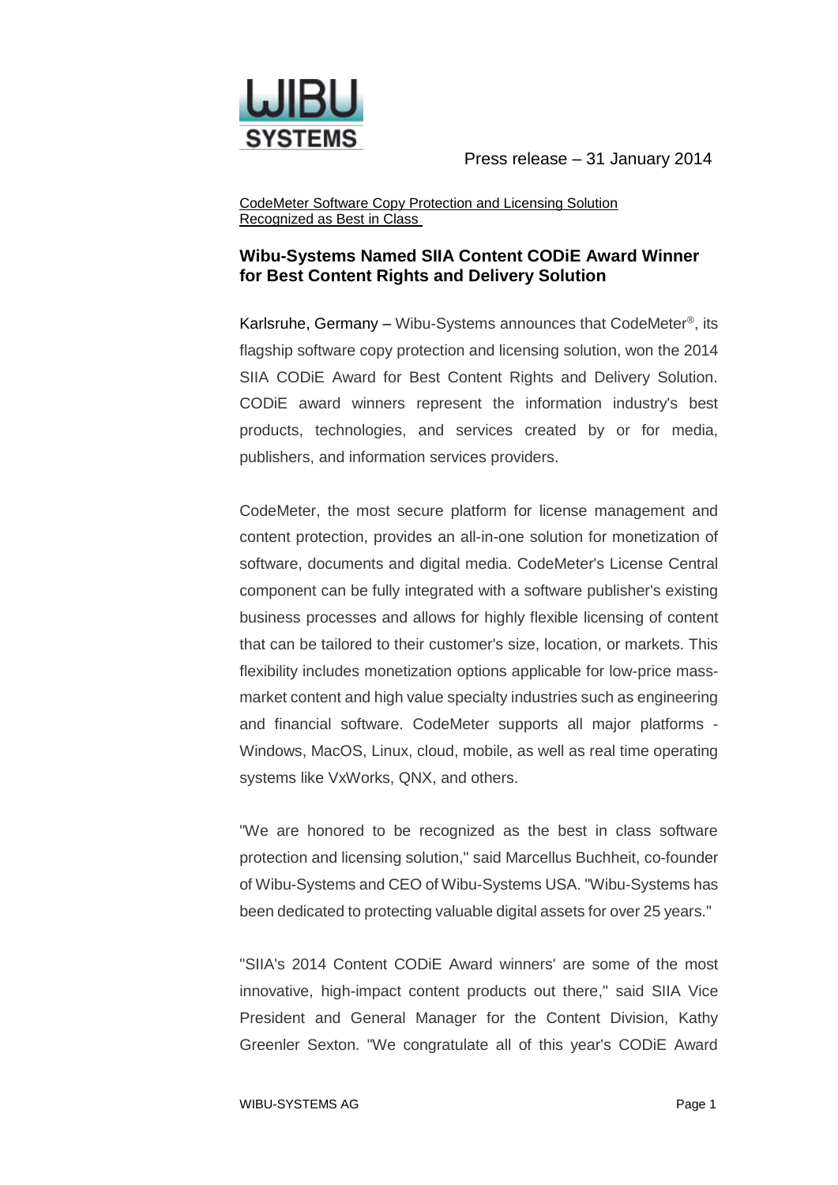Press release – 31 January 2014

CodeMeter Software Copy Protection and Licensing Solution Recognized as Best in Class

## Wibu-Systems Named SIIA Content CODiE Award Winner for Best Content Rights and Delivery Solution

Karlsruhe, Germany – Wibu-Systems announces that CodeMeter®, its flagship software copy protection and licensing solution, won the 2014 SIIA CODiE Award for Best Content Rights and Delivery Solution. CODiE award winners represent the information industry's best products, technologies, and services created by or for media, publishers, and information services providers.

CodeMeter, the most secure platform for license management and content protection, provides an all-in-one solution for monetization of software, documents and digital media. CodeMeter's License Central component can be fully integrated with a software publisher's existing business processes and allows for highly flexible licensing of content that can be tailored to their customer's size, location, or markets. This flexibility includes monetization options applicable for low-price mass-market content and high value specialty industries such as engineering and financial software. CodeMeter supports all major platforms - Windows, MacOS, Linux, cloud, mobile, as well as real time operating systems like VxWorks, QNX, and others.

"We are honored to be recognized as the best in class software protection and licensing solution," said Marcellus Buchheit, co-founder of Wibu-Systems and CEO of Wibu-Systems USA. "Wibu-Systems has been dedicated to protecting valuable digital assets for over 25 years."

"SIIA's 2014 Content CODiE Award winners' are some of the most innovative, high-impact content products out there," said SIIA Vice President and General Manager for the Content Division, Kathy Greenler Sexton. "We congratulate all of this year's CODiE Award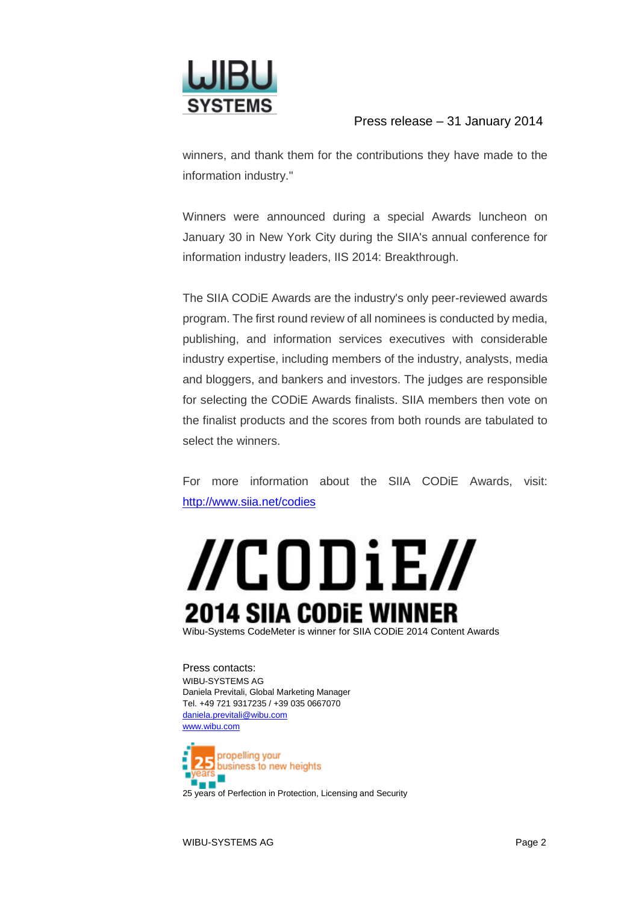winners, and thank them for the contributions they have made to the information industry."

Winners were announced during a special Awards luncheon on January 30 in New York City during the SIIA's annual conference for information industry leaders, IIS 2014: Breakthrough.

The SIIA CODiE Awards are the industry's only peer-reviewed awards program. The first round review of all nominees is conducted by media, publishing, and information services executives with considerable industry expertise, including members of the industry, analysts, media and bloggers, and bankers and investors. The judges are responsible for selecting the CODiE Awards finalists. SIIA members then vote on the finalist products and the scores from both rounds are tabulated to select the winners.

For more information about the SIIA CODiE Awards, visit: http://www.siia.net/codies

//CODiE//

2014 SIIA CODiE WINNER

Wibu-Systems CodeMeter is winner for SIIA CODiE 2014 Content Awards

Press contacts:
WIBU-SYSTEMS AG
Daniela Previtali, Global Marketing Manager
Tel. +49 721 9317235 / +39 035 0667070
daniela.previtali@wibu.com
www.wibu.com

25 years propelling your business to new heights

25 years of Perfection in Protection, Licensing and Security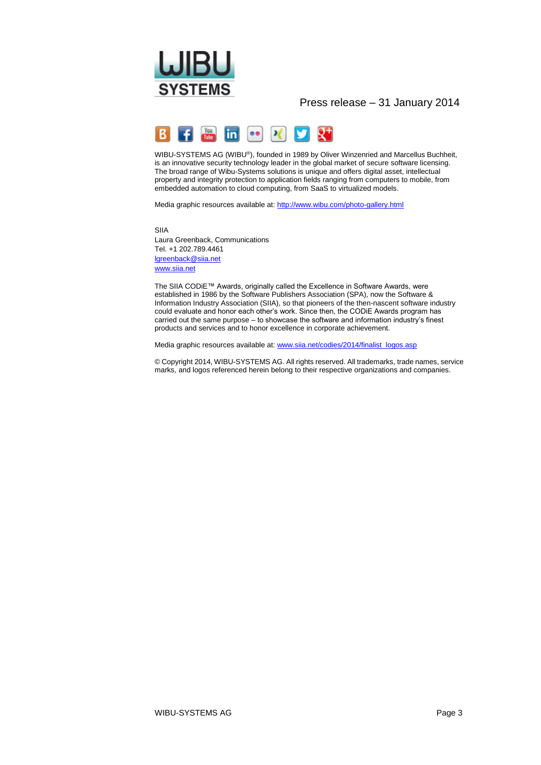Press release – 31 January 2014

WIBU-SYSTEMS AG (WIBU®), founded in 1989 by Oliver Winzenried and Marcellus Buchheit, is an innovative security technology leader in the global market of secure software licensing. The broad range of Wibu-Systems solutions is unique and offers digital asset, intellectual property and integrity protection to application fields ranging from computers to mobile, from embedded automation to cloud computing, from SaaS to virtualized models.

Media graphic resources available at: http://www.wibu.com/photo-gallery.html

SIIA
Laura Greenback, Communications
Tel. +1 202.789.4461
lgreenback@siia.net
www.siia.net

The SIIA CODiE™ Awards, originally called the Excellence in Software Awards, were established in 1986 by the Software Publishers Association (SPA), now the Software & Information Industry Association (SIIA), so that pioneers of the then-nascent software industry could evaluate and honor each other's work. Since then, the CODiE Awards program has carried out the same purpose – to showcase the software and information industry's finest products and services and to honor excellence in corporate achievement.

Media graphic resources available at: www.siia.net/codies/2014/finalist_logos.asp

© Copyright 2014, WIBU-SYSTEMS AG. All rights reserved. All trademarks, trade names, service marks, and logos referenced herein belong to their respective organizations and companies.